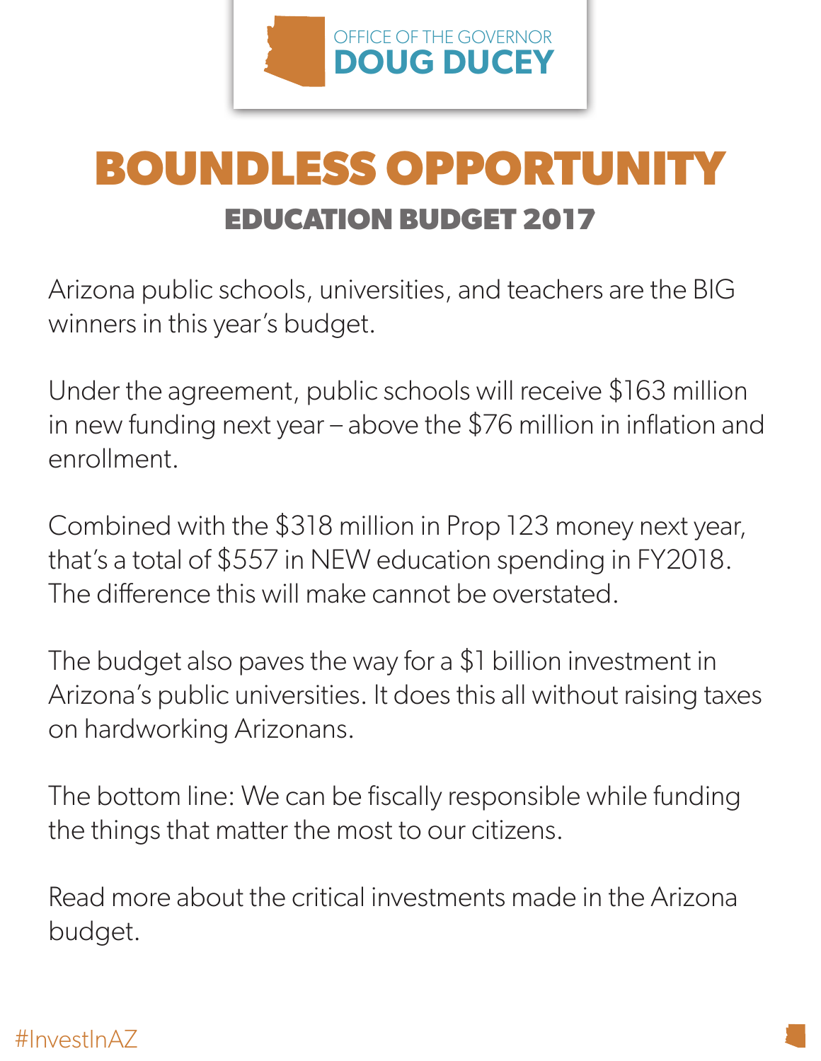OFFICE OF THE GOVERNOR
**DOUG DUCEY**

# BOUNDLESS OPPORTUNITY

## EDUCATION BUDGET 2017

Arizona public schools, universities, and teachers are the BIG winners in this year's budget.

Under the agreement, public schools will receive $163 million in new funding next year – above the $76 million in inflation and enrollment.

Combined with the $318 million in Prop 123 money next year, that's a total of $557 in NEW education spending in FY2018. The difference this will make cannot be overstated.

The budget also paves the way for a $1 billion investment in Arizona's public universities. It does this all without raising taxes on hardworking Arizonans.

The bottom line: We can be fiscally responsible while funding the things that matter the most to our citizens.

Read more about the critical investments made in the Arizona budget.

#InvestInAZ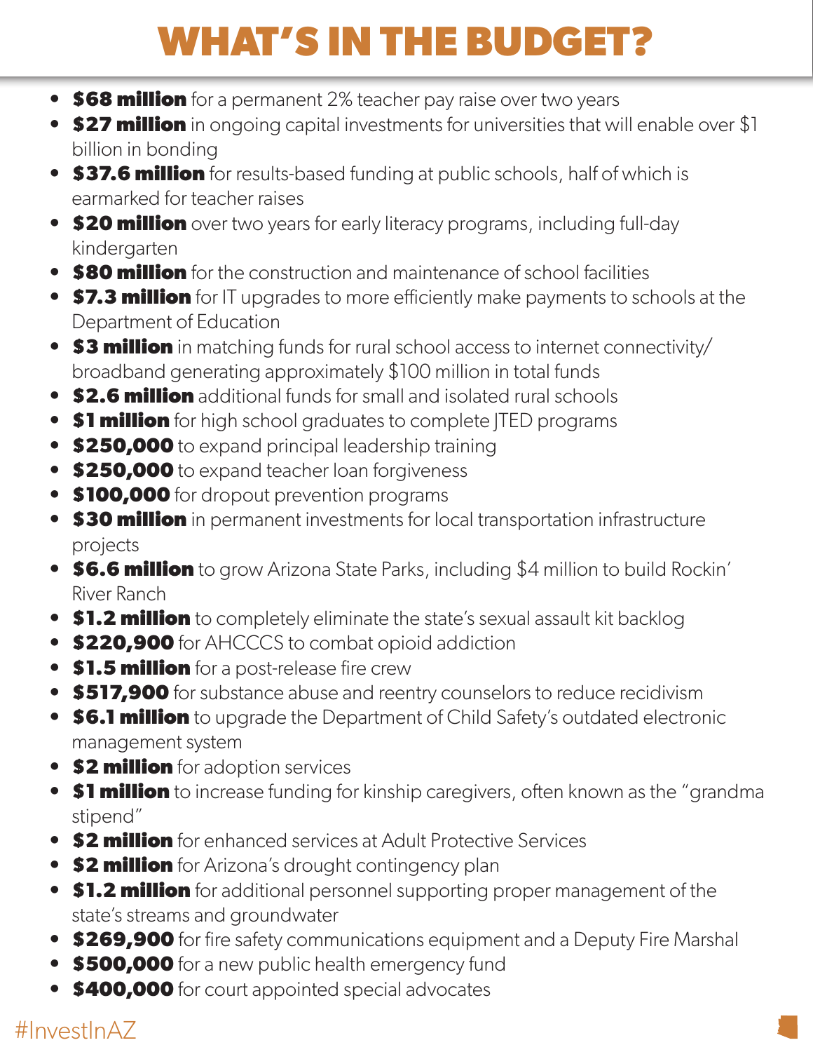# WHAT'S IN THE BUDGET?

- **$68 million** for a permanent 2% teacher pay raise over two years
- **$27 million** in ongoing capital investments for universities that will enable over $1 billion in bonding
- **$37.6 million** for results-based funding at public schools, half of which is earmarked for teacher raises
- **$20 million** over two years for early literacy programs, including full-day kindergarten
- **$80 million** for the construction and maintenance of school facilities
- **$7.3 million** for IT upgrades to more efficiently make payments to schools at the Department of Education
- **$3 million** in matching funds for rural school access to internet connectivity/ broadband generating approximately $100 million in total funds
- **$2.6 million** additional funds for small and isolated rural schools
- **$1 million** for high school graduates to complete JTED programs
- **$250,000** to expand principal leadership training
- **$250,000** to expand teacher loan forgiveness
- **$100,000** for dropout prevention programs
- **$30 million** in permanent investments for local transportation infrastructure projects
- **$6.6 million** to grow Arizona State Parks, including $4 million to build Rockin' River Ranch
- **$1.2 million** to completely eliminate the state's sexual assault kit backlog
- **$220,900** for AHCCCS to combat opioid addiction
- **$1.5 million** for a post-release fire crew
- **$517,900** for substance abuse and reentry counselors to reduce recidivism
- **$6.1 million** to upgrade the Department of Child Safety's outdated electronic management system
- **$2 million** for adoption services
- **$1 million** to increase funding for kinship caregivers, often known as the "grandma stipend"
- **$2 million** for enhanced services at Adult Protective Services
- **$2 million** for Arizona's drought contingency plan
- **$1.2 million** for additional personnel supporting proper management of the state's streams and groundwater
- **$269,900** for fire safety communications equipment and a Deputy Fire Marshal
- **$500,000** for a new public health emergency fund
- **$400,000** for court appointed special advocates

#InvestInAZ